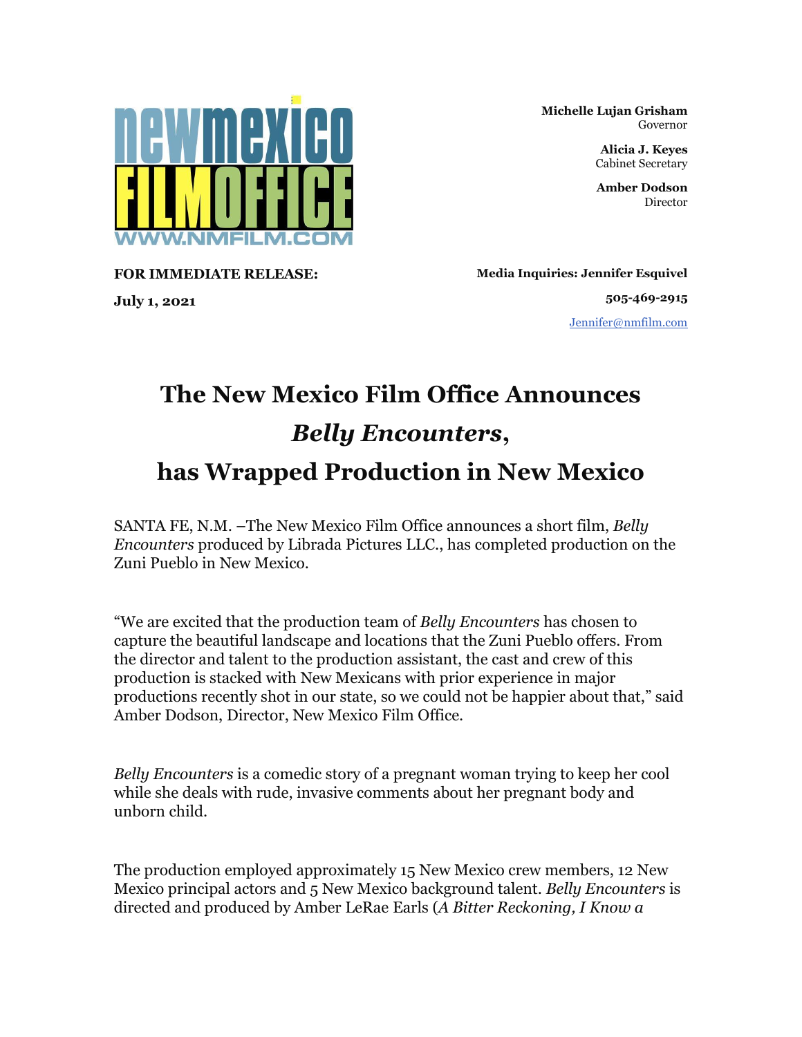newmexico FILMOFFICE
WWW.NMFILM.COM

**Michelle Lujan Grisham**
Governor

**Alicia J. Keyes**
Cabinet Secretary

**Amber Dodson**
Director

**FOR IMMEDIATE RELEASE:**

**July 1, 2021**

**Media Inquiries: Jennifer Esquivel**

**505-469-2915**

Jennifer@nmfilm.com

# The New Mexico Film Office Announces *Belly Encounters*, has Wrapped Production in New Mexico

SANTA FE, N.M. –The New Mexico Film Office announces a short film, *Belly Encounters* produced by Librada Pictures LLC., has completed production on the Zuni Pueblo in New Mexico.

"We are excited that the production team of *Belly Encounters* has chosen to capture the beautiful landscape and locations that the Zuni Pueblo offers. From the director and talent to the production assistant, the cast and crew of this production is stacked with New Mexicans with prior experience in major productions recently shot in our state, so we could not be happier about that," said Amber Dodson, Director, New Mexico Film Office.

*Belly Encounters* is a comedic story of a pregnant woman trying to keep her cool while she deals with rude, invasive comments about her pregnant body and unborn child.

The production employed approximately 15 New Mexico crew members, 12 New Mexico principal actors and 5 New Mexico background talent. *Belly Encounters* is directed and produced by Amber LeRae Earls (*A Bitter Reckoning, I Know a*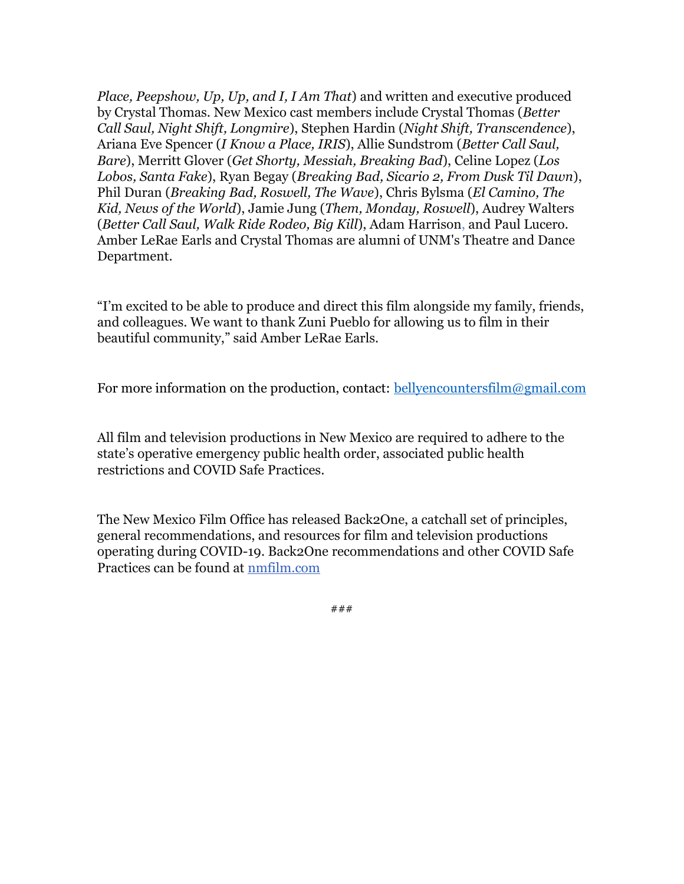*Place, Peepshow, Up, Up, and I, I Am That*) and written and executive produced by Crystal Thomas. New Mexico cast members include Crystal Thomas (*Better Call Saul, Night Shift, Longmire*), Stephen Hardin (*Night Shift, Transcendence*), Ariana Eve Spencer (*I Know a Place, IRIS*), Allie Sundstrom (*Better Call Saul, Bare*), Merritt Glover (*Get Shorty, Messiah, Breaking Bad*), Celine Lopez (*Los Lobos, Santa Fake*), Ryan Begay (*Breaking Bad, Sicario 2, From Dusk Til Dawn*), Phil Duran (*Breaking Bad, Roswell, The Wave*), Chris Bylsma (*El Camino, The Kid, News of the World*), Jamie Jung (*Them, Monday, Roswell*), Audrey Walters (*Better Call Saul, Walk Ride Rodeo, Big Kill*), Adam Harrison, and Paul Lucero. Amber LeRae Earls and Crystal Thomas are alumni of UNM's Theatre and Dance Department.

"I'm excited to be able to produce and direct this film alongside my family, friends, and colleagues. We want to thank Zuni Pueblo for allowing us to film in their beautiful community," said Amber LeRae Earls.

For more information on the production, contact: bellyencountersfilm@gmail.com

All film and television productions in New Mexico are required to adhere to the state's operative emergency public health order, associated public health restrictions and COVID Safe Practices.

The New Mexico Film Office has released Back2One, a catchall set of principles, general recommendations, and resources for film and television productions operating during COVID-19. Back2One recommendations and other COVID Safe Practices can be found at nmfilm.com

###